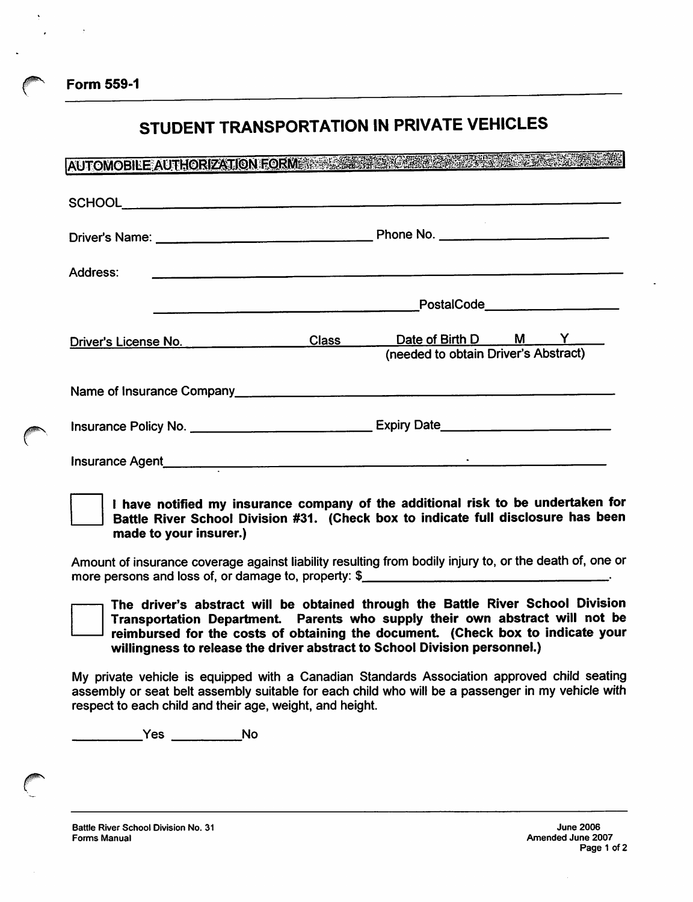Form 559-1

# STUDENT TRANSPORTATION IN PRIVATE VEHICLES

## AUTOMOBILE AUTHORIZATION FORM

SCHOOL\_\_\_\_\_\_\_\_\_\_\_\_\_\_\_\_\_\_\_\_\_\_\_\_\_\_\_\_\_\_\_\_\_\_\_\_\_\_\_\_\_\_\_\_\_\_\_\_\_\_\_\_\_\_\_\_\_\_\_\_

Driver's Name: \_\_\_\_\_\_\_\_\_\_\_\_\_\_\_\_\_\_\_\_\_\_\_\_\_\_\_\_\_\_ Phone No. \_\_\_\_\_\_\_\_\_\_\_\_\_\_\_\_\_\_\_\_

Address: \_\_\_\_\_\_\_\_\_\_\_\_\_\_\_\_\_\_\_\_\_\_\_\_\_\_\_\_\_\_\_\_\_\_\_\_\_\_\_\_\_\_\_\_\_\_\_\_\_\_\_\_\_\_\_\_\_\_\_\_

\_\_\_\_\_\_\_\_\_\_\_\_\_\_\_\_\_\_\_\_\_\_\_\_\_\_\_\_\_\_\_\_\_\_\_\_ PostalCode\_\_\_\_\_\_\_\_\_\_\_\_\_\_\_\_\_\_

Driver's License No. \_\_\_\_\_\_\_\_\_\_\_\_\_\_\_\_ Class \_\_\_\_\_\_\_ Date of Birth D \_\_\_\_ M \_\_\_\_ Y \_\_\_\_
(needed to obtain Driver's Abstract)

Name of Insurance Company\_\_\_\_\_\_\_\_\_\_\_\_\_\_\_\_\_\_\_\_\_\_\_\_\_\_\_\_\_\_\_\_\_\_\_\_\_\_\_\_\_\_\_\_\_\_

Insurance Policy No. \_\_\_\_\_\_\_\_\_\_\_\_\_\_\_\_\_\_\_\_\_\_\_\_ Expiry Date\_\_\_\_\_\_\_\_\_\_\_\_\_\_\_\_\_\_\_\_\_\_

Insurance Agent\_\_\_\_\_\_\_\_\_\_\_\_\_\_\_\_\_\_\_\_\_\_\_\_\_\_\_\_\_\_\_\_\_\_\_\_\_\_\_\_\_\_\_\_\_\_\_\_\_\_\_\_\_\_\_

☐ **I have notified my insurance company of the additional risk to be undertaken for Battle River School Division #31. (Check box to indicate full disclosure has been made to your insurer.)**

Amount of insurance coverage against liability resulting from bodily injury to, or the death of, one or more persons and loss of, or damage to, property: $\_\_\_\_\_\_\_\_\_\_\_\_\_\_\_\_\_\_\_\_\_\_\_\_\_\_\_\_\_\_\_\_\_\_.

☐ **The driver's abstract will be obtained through the Battle River School Division Transportation Department. Parents who supply their own abstract will not be reimbursed for the costs of obtaining the document. (Check box to indicate your willingness to release the driver abstract to School Division personnel.)**

My private vehicle is equipped with a Canadian Standards Association approved child seating assembly or seat belt assembly suitable for each child who will be a passenger in my vehicle with respect to each child and their age, weight, and height.

\_\_\_\_\_\_\_\_\_\_Yes \_\_\_\_\_\_\_\_\_\_No

Battle River School Division No. 31
Forms Manual

June 2006
Amended June 2007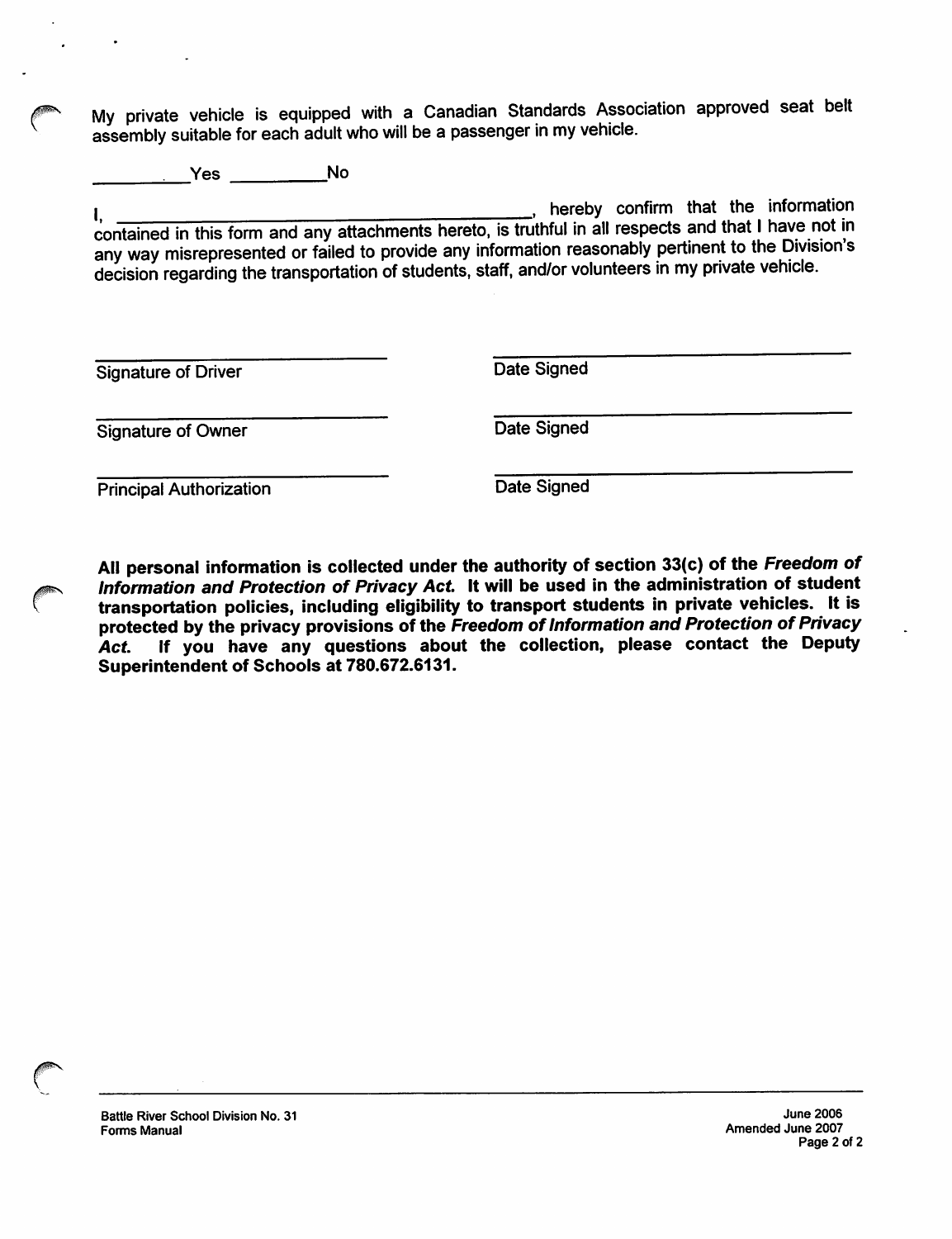My private vehicle is equipped with a Canadian Standards Association approved seat belt assembly suitable for each adult who will be a passenger in my vehicle.

\_\_\_\_\_\_\_\_\_\_Yes \_\_\_\_\_\_\_\_\_\_No

I, \_\_\_\_\_\_\_\_\_\_\_\_\_\_\_\_\_\_\_\_\_\_\_\_\_\_\_\_\_\_\_\_\_\_\_\_\_\_\_\_\_\_, hereby confirm that the information contained in this form and any attachments hereto, is truthful in all respects and that I have not in any way misrepresented or failed to provide any information reasonably pertinent to the Division's decision regarding the transportation of students, staff, and/or volunteers in my private vehicle.

| | |
|---|---|
| \_\_\_\_\_\_\_\_\_\_\_\_\_\_\_\_\_\_\_\_\_\_\_\_\_\_\_\_ | \_\_\_\_\_\_\_\_\_\_\_\_\_\_\_\_\_\_\_\_\_\_\_\_\_\_\_\_ |
| Signature of Driver | Date Signed |
| \_\_\_\_\_\_\_\_\_\_\_\_\_\_\_\_\_\_\_\_\_\_\_\_\_\_\_\_ | \_\_\_\_\_\_\_\_\_\_\_\_\_\_\_\_\_\_\_\_\_\_\_\_\_\_\_\_ |
| Signature of Owner | Date Signed |
| \_\_\_\_\_\_\_\_\_\_\_\_\_\_\_\_\_\_\_\_\_\_\_\_\_\_\_\_ | \_\_\_\_\_\_\_\_\_\_\_\_\_\_\_\_\_\_\_\_\_\_\_\_\_\_\_\_ |
| Principal Authorization | Date Signed |

**All personal information is collected under the authority of section 33(c) of the *Freedom of Information and Protection of Privacy Act.* It will be used in the administration of student transportation policies, including eligibility to transport students in private vehicles. It is protected by the privacy provisions of the *Freedom of Information and Protection of Privacy Act.* If you have any questions about the collection, please contact the Deputy Superintendent of Schools at 780.672.6131.**

Battle River School Division No. 31
Forms Manual

June 2006
Amended June 2007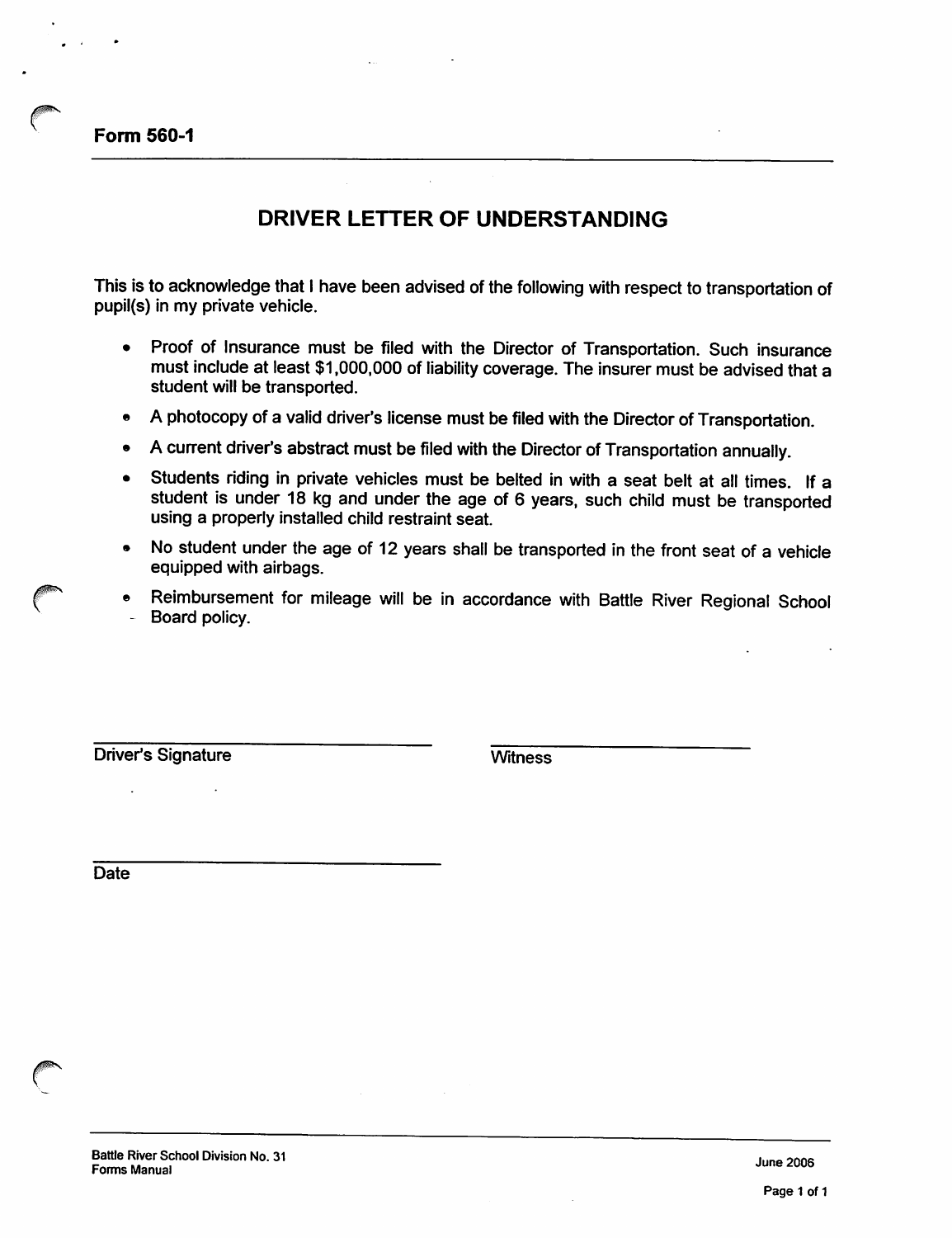**Form 560-1**

---

# DRIVER LETTER OF UNDERSTANDING

This is to acknowledge that I have been advised of the following with respect to transportation of pupil(s) in my private vehicle.

- Proof of Insurance must be filed with the Director of Transportation. Such insurance must include at least $1,000,000 of liability coverage. The insurer must be advised that a student will be transported.
- A photocopy of a valid driver's license must be filed with the Director of Transportation.
- A current driver's abstract must be filed with the Director of Transportation annually.
- Students riding in private vehicles must be belted in with a seat belt at all times. If a student is under 18 kg and under the age of 6 years, such child must be transported using a properly installed child restraint seat.
- No student under the age of 12 years shall be transported in the front seat of a vehicle equipped with airbags.
- Reimbursement for mileage will be in accordance with Battle River Regional School Board policy.

\_\_\_\_\_\_\_\_\_\_\_\_\_\_\_\_\_\_\_\_\_\_\_\_\_\_\_\_\_\_ \_\_\_\_\_\_\_\_\_\_\_\_\_\_\_\_\_\_\_\_\_\_\_\_\_\_\_\_\_\_
Driver's Signature Witness

\_\_\_\_\_\_\_\_\_\_\_\_\_\_\_\_\_\_\_\_\_\_\_\_\_\_\_\_\_\_
Date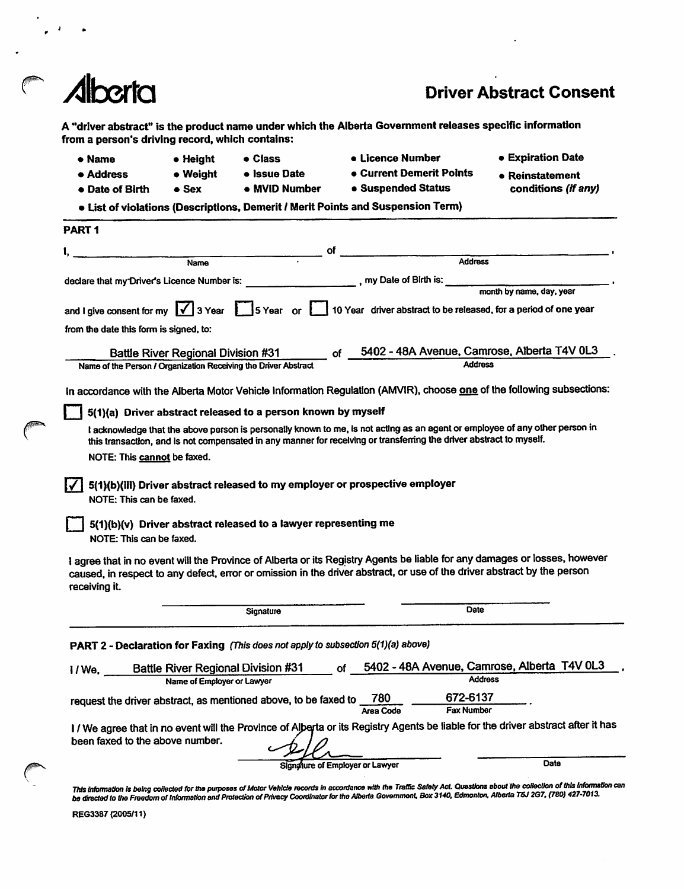# Alberta

## Driver Abstract Consent

**A "driver abstract" is the product name under which the Alberta Government releases specific information from a person's driving record, which contains:**

| | | | | |
|---|---|---|---|---|
| • Name | • Height | • Class | • Licence Number | • Expiration Date |
| • Address | • Weight | • Issue Date | • Current Demerit Points | • Reinstatement conditions *(if any)* |
| • Date of Birth | • Sex | • MVID Number | • Suspended Status | |

• **List of violations (Descriptions, Demerit / Merit Points and Suspension Term)**

### PART 1

I, ______________________ (Name) of ______________________ (Address),

declare that my Driver's Licence Number is: ______________, my Date of Birth is: ______________ (month by name, day, year),

and I give consent for my ☑ 3 Year ☐ 5 Year or ☐ 10 Year driver abstract to be released, for a period of one year from the date this form is signed, to:

Battle River Regional Division #31 (Name of the Person / Organization Receiving the Driver Abstract) of 5402 - 48A Avenue, Camrose, Alberta T4V 0L3 (Address).

In accordance with the Alberta Motor Vehicle Information Regulation (AMVIR), choose one of the following subsections:

☐ **5(1)(a) Driver abstract released to a person known by myself**

I acknowledge that the above person is personally known to me, is not acting as an agent or employee of any other person in this transaction, and is not compensated in any manner for receiving or transferring the driver abstract to myself.

NOTE: This cannot be faxed.

☑ **5(1)(b)(iii) Driver abstract released to my employer or prospective employer**

NOTE: This can be faxed.

☐ **5(1)(b)(v) Driver abstract released to a lawyer representing me**

NOTE: This can be faxed.

I agree that in no event will the Province of Alberta or its Registry Agents be liable for any damages or losses, however caused, in respect to any defect, error or omission in the driver abstract, or use of the driver abstract by the person receiving it.

______________________ Signature ______________________ Date

### PART 2 - Declaration for Faxing *(This does not apply to subsection 5(1)(a) above)*

I / We, Battle River Regional Division #31 (Name of Employer or Lawyer) of 5402 - 48A Avenue, Camrose, Alberta T4V 0L3 (Address),

request the driver abstract, as mentioned above, to be faxed to 780 (Area Code) 672-6137 (Fax Number).

I / We agree that in no event will the Province of Alberta or its Registry Agents be liable for the driver abstract after it has been faxed to the above number.

______________________ Signature of Employer or Lawyer ______________________ Date

*This information is being collected for the purposes of Motor Vehicle records in accordance with the Traffic Safety Act. Questions about the collection of this information can be directed to the Freedom of Information and Protection of Privacy Coordinator for the Alberta Government, Box 3140, Edmonton, Alberta T5J 2G7, (780) 427-7013.*

REG3387 (2005/11)